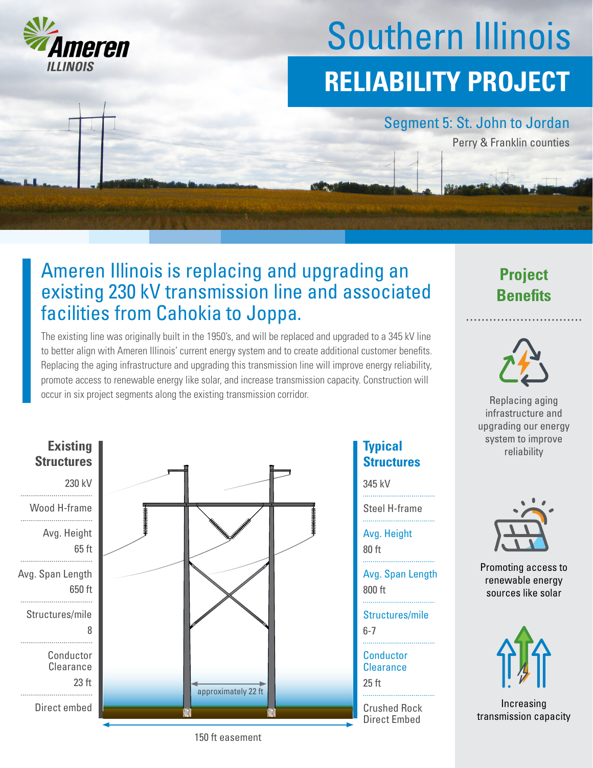Ameren ILLINOIS

# Southern Illinois

# RELIABILITY PROJECT

## Segment 5: St. John to Jordan

Perry & Franklin counties

## Ameren Illinois is replacing and upgrading an existing 230 kV transmission line and associated facilities from Cahokia to Joppa.

The existing line was originally built in the 1950's, and will be replaced and upgraded to a 345 kV line to better align with Ameren Illinois' current energy system and to create additional customer benefits. Replacing the aging infrastructure and upgrading this transmission line will improve energy reliability, promote access to renewable energy like solar, and increase transmission capacity. Construction will occur in six project segments along the existing transmission corridor.

| | Existing Structures | Typical Structures |
|---|---|---|
| Voltage | 230 kV | 345 kV |
| Structure type | Wood H-frame | Steel H-frame |
| Avg. Height | 65 ft | 80 ft |
| Avg. Span Length | 650 ft | 800 ft |
| Structures/mile | 8 | 6-7 |
| Conductor Clearance | 23 ft | 25 ft |
| Foundation | Direct embed | Crushed Rock Direct Embed |

approximately 22 ft

150 ft easement

## Project Benefits

Replacing aging infrastructure and upgrading our energy system to improve reliability

Promoting access to renewable energy sources like solar

Increasing transmission capacity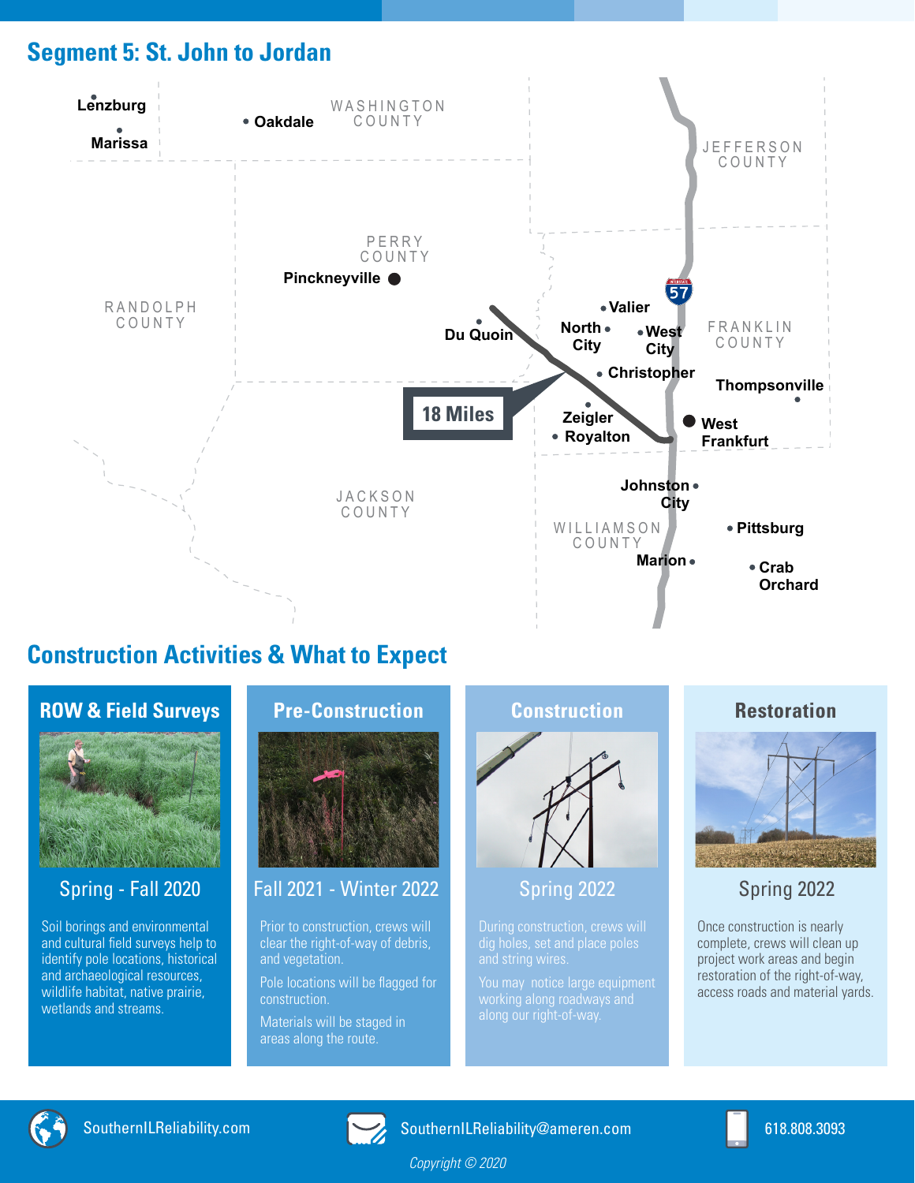## Segment 5: St. John to Jordan

Lenzburg
Marissa
Oakdale
WASHINGTON COUNTY
JEFFERSON COUNTY
PERRY COUNTY
Pinckneyville
RANDOLPH COUNTY
Du Quoin
57
Valier
North City
West City
FRANKLIN COUNTY
Christopher
Thompsonville
18 Miles
Zeigler
Royalton
West Frankfurt
JACKSON COUNTY
Johnston City
WILLIAMSON COUNTY
Pittsburg
Marion
Crab Orchard

## Construction Activities & What to Expect

### ROW & Field Surveys

Spring - Fall 2020

Soil borings and environmental and cultural field surveys help to identify pole locations, historical and archaeological resources, wildlife habitat, native prairie, wetlands and streams.

### Pre-Construction

Fall 2021 - Winter 2022

Prior to construction, crews will clear the right-of-way of debris, and vegetation.

Pole locations will be flagged for construction.

Materials will be staged in areas along the route.

### Construction

Spring 2022

During construction, crews will dig holes, set and place poles and string wires.

You may notice large equipment working along roadways and along our right-of-way.

### Restoration

Spring 2022

Once construction is nearly complete, crews will clean up project work areas and begin restoration of the right-of-way, access roads and material yards.

SouthernILReliability.com SouthernILReliability@ameren.com 618.808.3093

*Copyright © 2020*